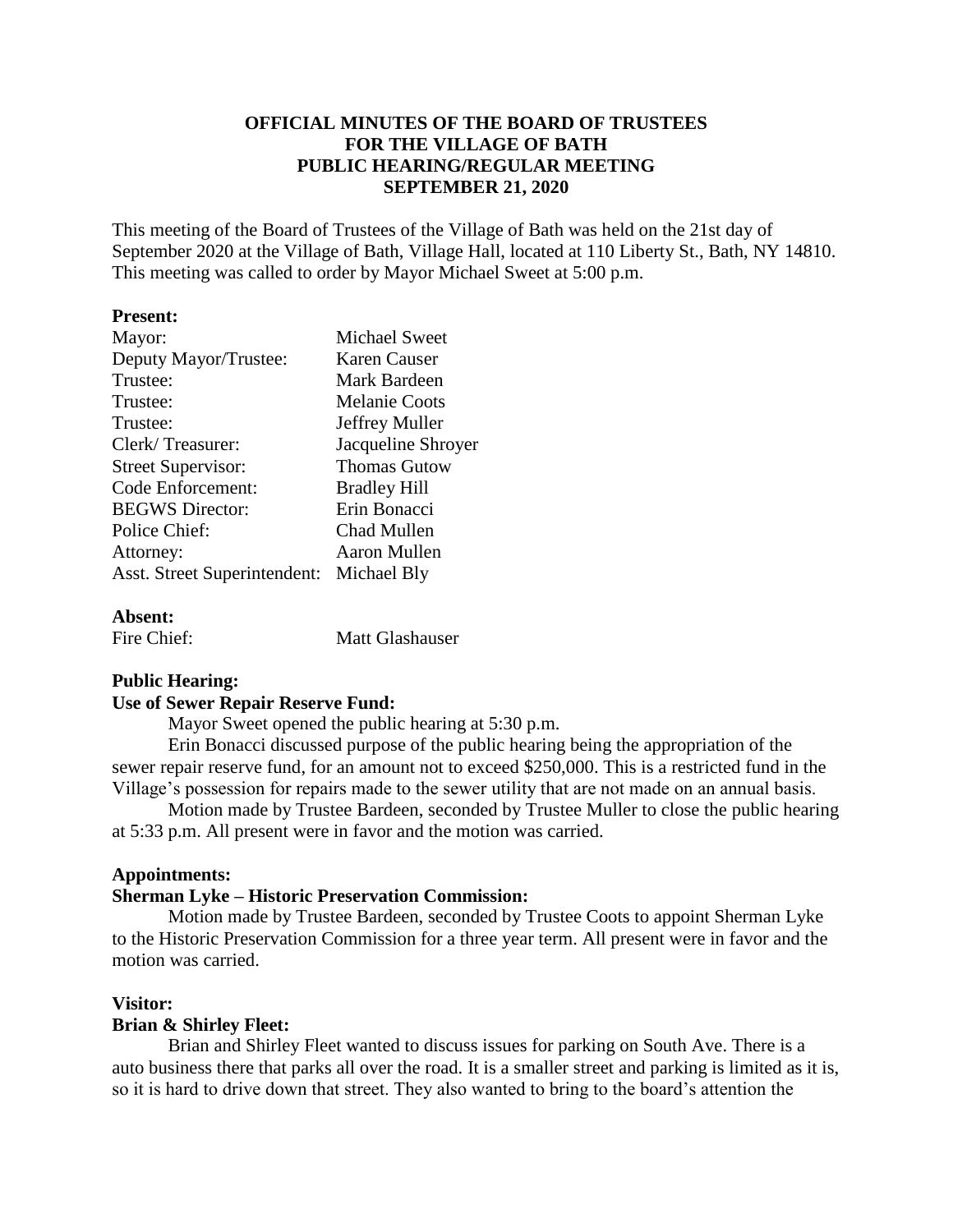**OFFICIAL MINUTES OF THE BOARD OF TRUSTEES FOR THE VILLAGE OF BATH PUBLIC HEARING/REGULAR MEETING SEPTEMBER 21, 2020**

This meeting of the Board of Trustees of the Village of Bath was held on the 21st day of September 2020 at the Village of Bath, Village Hall, located at 110 Liberty St., Bath, NY 14810. This meeting was called to order by Mayor Michael Sweet at 5:00 p.m.

**Present:**

| | |
|---|---|
| Mayor: | Michael Sweet |
| Deputy Mayor/Trustee: | Karen Causer |
| Trustee: | Mark Bardeen |
| Trustee: | Melanie Coots |
| Trustee: | Jeffrey Muller |
| Clerk/ Treasurer: | Jacqueline Shroyer |
| Street Supervisor: | Thomas Gutow |
| Code Enforcement: | Bradley Hill |
| BEGWS Director: | Erin Bonacci |
| Police Chief: | Chad Mullen |
| Attorney: | Aaron Mullen |
| Asst. Street Superintendent: | Michael Bly |

**Absent:**

| | |
|---|---|
| Fire Chief: | Matt Glashauser |

**Public Hearing:**

**Use of Sewer Repair Reserve Fund:**

Mayor Sweet opened the public hearing at 5:30 p.m.

Erin Bonacci discussed purpose of the public hearing being the appropriation of the sewer repair reserve fund, for an amount not to exceed $250,000. This is a restricted fund in the Village's possession for repairs made to the sewer utility that are not made on an annual basis.

Motion made by Trustee Bardeen, seconded by Trustee Muller to close the public hearing at 5:33 p.m. All present were in favor and the motion was carried.

**Appointments:**

**Sherman Lyke – Historic Preservation Commission:**

Motion made by Trustee Bardeen, seconded by Trustee Coots to appoint Sherman Lyke to the Historic Preservation Commission for a three year term. All present were in favor and the motion was carried.

**Visitor:**

**Brian & Shirley Fleet:**

Brian and Shirley Fleet wanted to discuss issues for parking on South Ave. There is a auto business there that parks all over the road. It is a smaller street and parking is limited as it is, so it is hard to drive down that street. They also wanted to bring to the board's attention the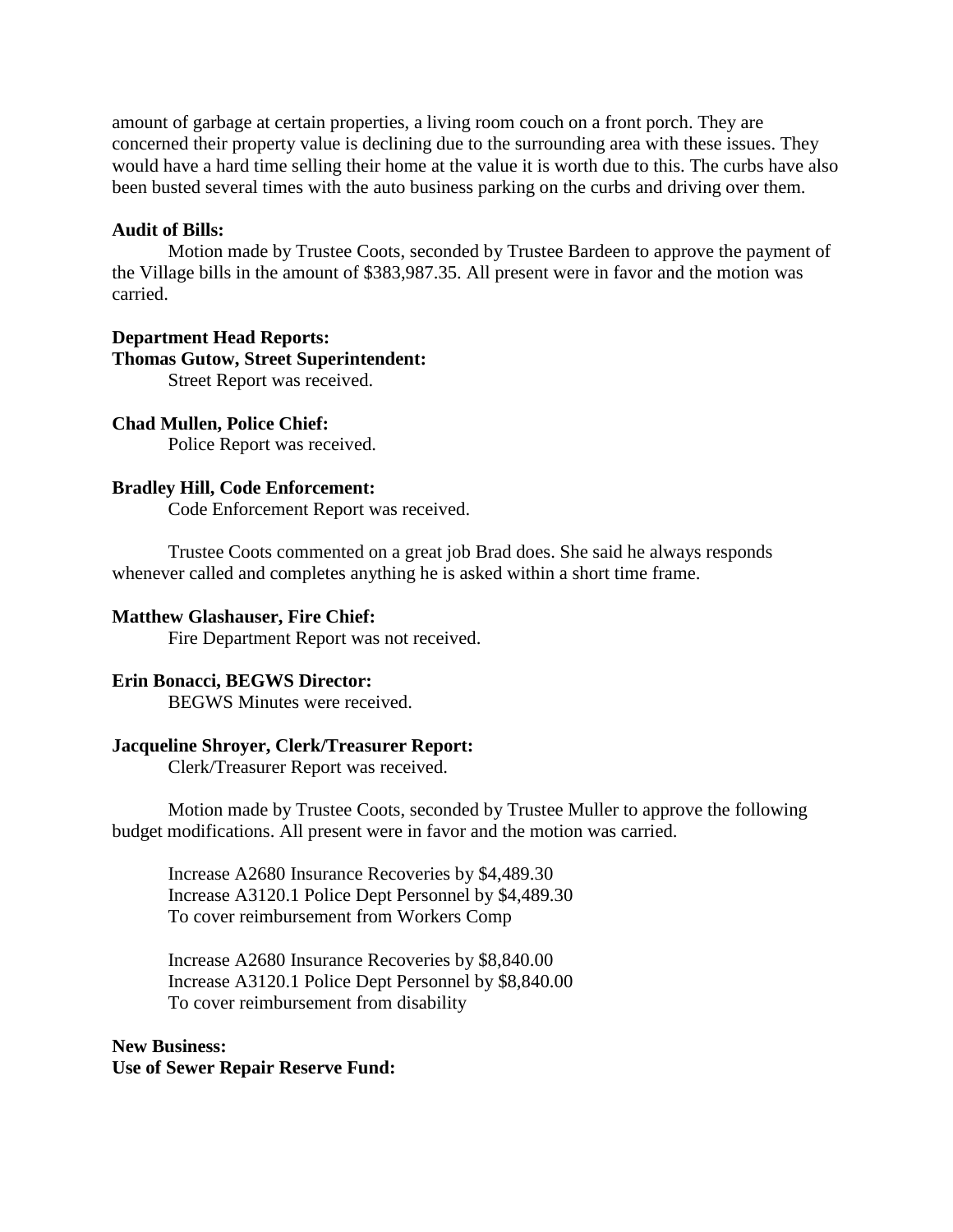amount of garbage at certain properties, a living room couch on a front porch. They are concerned their property value is declining due to the surrounding area with these issues. They would have a hard time selling their home at the value it is worth due to this. The curbs have also been busted several times with the auto business parking on the curbs and driving over them.

**Audit of Bills:**

Motion made by Trustee Coots, seconded by Trustee Bardeen to approve the payment of the Village bills in the amount of $383,987.35. All present were in favor and the motion was carried.

**Department Head Reports:**

**Thomas Gutow, Street Superintendent:**

Street Report was received.

**Chad Mullen, Police Chief:**

Police Report was received.

**Bradley Hill, Code Enforcement:**

Code Enforcement Report was received.

Trustee Coots commented on a great job Brad does. She said he always responds whenever called and completes anything he is asked within a short time frame.

**Matthew Glashauser, Fire Chief:**

Fire Department Report was not received.

**Erin Bonacci, BEGWS Director:**

BEGWS Minutes were received.

**Jacqueline Shroyer, Clerk/Treasurer Report:**

Clerk/Treasurer Report was received.

Motion made by Trustee Coots, seconded by Trustee Muller to approve the following budget modifications. All present were in favor and the motion was carried.

Increase A2680 Insurance Recoveries by $4,489.30
Increase A3120.1 Police Dept Personnel by $4,489.30
To cover reimbursement from Workers Comp

Increase A2680 Insurance Recoveries by $8,840.00
Increase A3120.1 Police Dept Personnel by $8,840.00
To cover reimbursement from disability

**New Business:**

**Use of Sewer Repair Reserve Fund:**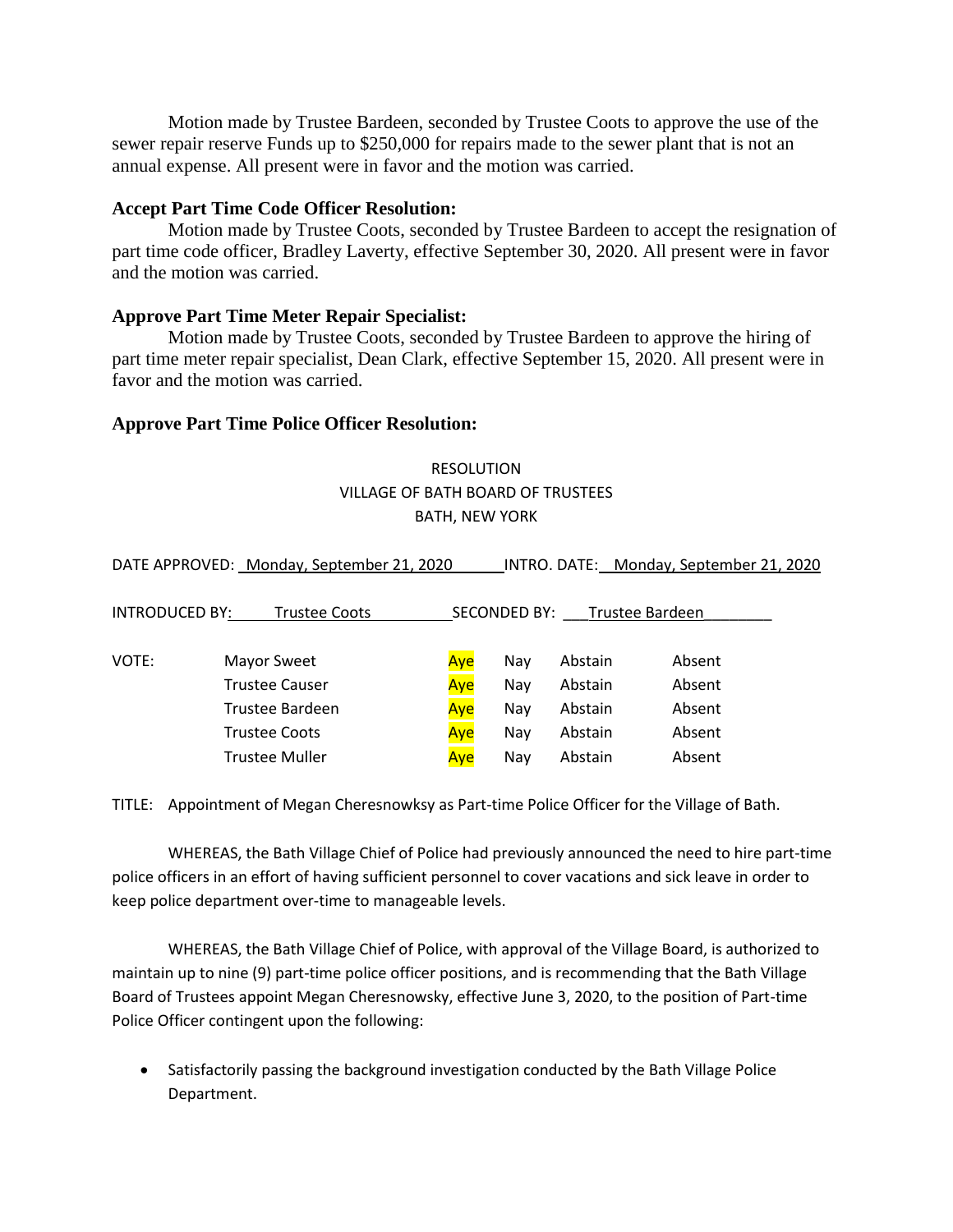Motion made by Trustee Bardeen, seconded by Trustee Coots to approve the use of the sewer repair reserve Funds up to $250,000 for repairs made to the sewer plant that is not an annual expense. All present were in favor and the motion was carried.

**Accept Part Time Code Officer Resolution:**

Motion made by Trustee Coots, seconded by Trustee Bardeen to accept the resignation of part time code officer, Bradley Laverty, effective September 30, 2020. All present were in favor and the motion was carried.

**Approve Part Time Meter Repair Specialist:**

Motion made by Trustee Coots, seconded by Trustee Bardeen to approve the hiring of part time meter repair specialist, Dean Clark, effective September 15, 2020. All present were in favor and the motion was carried.

**Approve Part Time Police Officer Resolution:**

RESOLUTION
VILLAGE OF BATH BOARD OF TRUSTEES
BATH, NEW YORK

DATE APPROVED: Monday, September 21, 2020 INTRO. DATE: Monday, September 21, 2020

INTRODUCED BY: Trustee Coots SECONDED BY: Trustee Bardeen

| VOTE: | | | | | |
|---|---|---|---|---|---|
| | Mayor Sweet | Aye | Nay | Abstain | Absent |
| | Trustee Causer | Aye | Nay | Abstain | Absent |
| | Trustee Bardeen | Aye | Nay | Abstain | Absent |
| | Trustee Coots | Aye | Nay | Abstain | Absent |
| | Trustee Muller | Aye | Nay | Abstain | Absent |

TITLE: Appointment of Megan Cheresnowksy as Part-time Police Officer for the Village of Bath.

WHEREAS, the Bath Village Chief of Police had previously announced the need to hire part-time police officers in an effort of having sufficient personnel to cover vacations and sick leave in order to keep police department over-time to manageable levels.

WHEREAS, the Bath Village Chief of Police, with approval of the Village Board, is authorized to maintain up to nine (9) part-time police officer positions, and is recommending that the Bath Village Board of Trustees appoint Megan Cheresnowsky, effective June 3, 2020, to the position of Part-time Police Officer contingent upon the following:

- Satisfactorily passing the background investigation conducted by the Bath Village Police Department.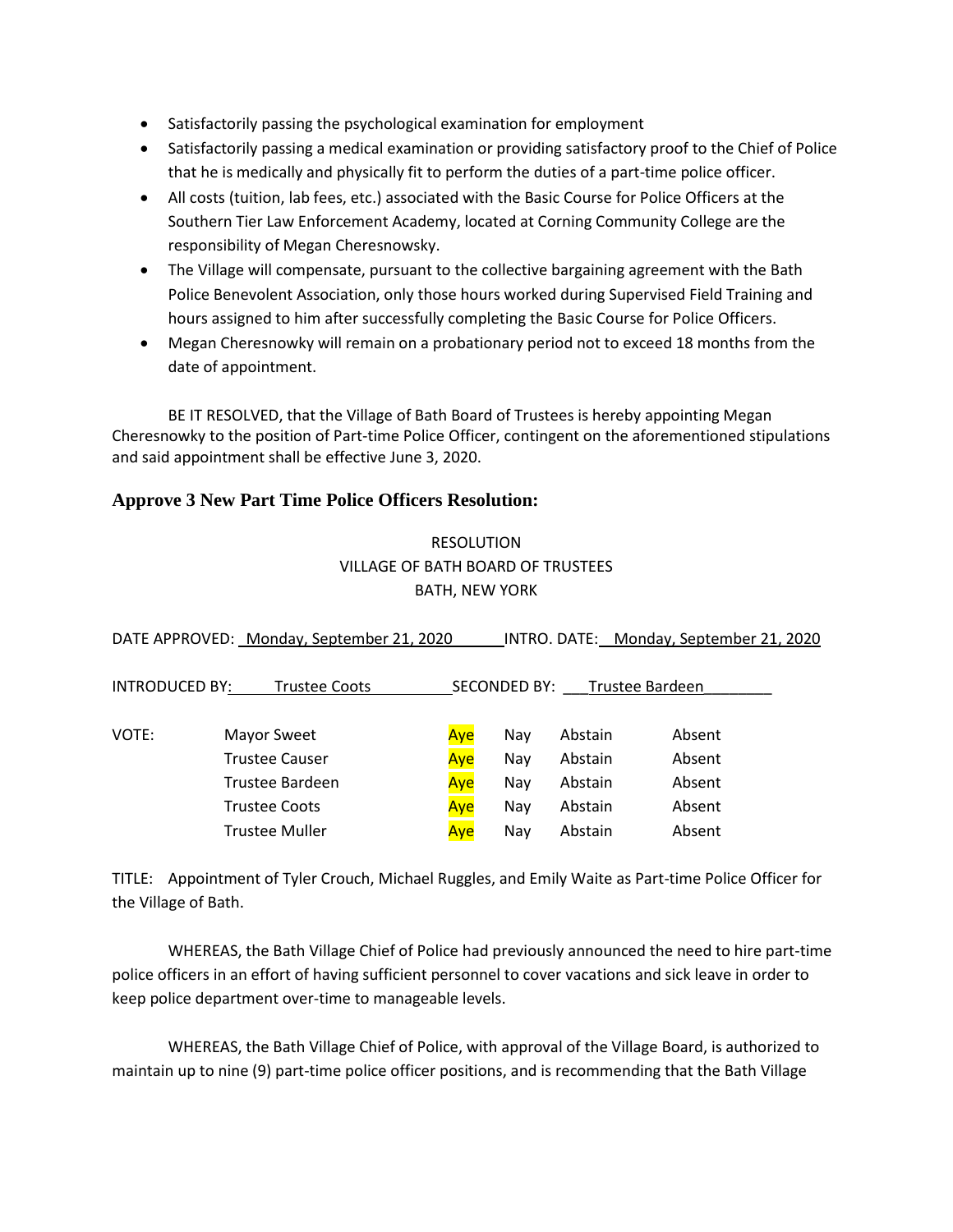- Satisfactorily passing the psychological examination for employment
- Satisfactorily passing a medical examination or providing satisfactory proof to the Chief of Police that he is medically and physically fit to perform the duties of a part-time police officer.
- All costs (tuition, lab fees, etc.) associated with the Basic Course for Police Officers at the Southern Tier Law Enforcement Academy, located at Corning Community College are the responsibility of Megan Cheresnowsky.
- The Village will compensate, pursuant to the collective bargaining agreement with the Bath Police Benevolent Association, only those hours worked during Supervised Field Training and hours assigned to him after successfully completing the Basic Course for Police Officers.
- Megan Cheresnowky will remain on a probationary period not to exceed 18 months from the date of appointment.

BE IT RESOLVED, that the Village of Bath Board of Trustees is hereby appointing Megan Cheresnowky to the position of Part-time Police Officer, contingent on the aforementioned stipulations and said appointment shall be effective June 3, 2020.

### Approve 3 New Part Time Police Officers Resolution:

RESOLUTION
VILLAGE OF BATH BOARD OF TRUSTEES
BATH, NEW YORK

DATE APPROVED: Monday, September 21, 2020 INTRO. DATE: Monday, September 21, 2020

INTRODUCED BY: Trustee Coots SECONDED BY: Trustee Bardeen

| VOTE: | | | | | |
|---|---|---|---|---|---|
| | Mayor Sweet | **Aye** | Nay | Abstain | Absent |
| | Trustee Causer | **Aye** | Nay | Abstain | Absent |
| | Trustee Bardeen | **Aye** | Nay | Abstain | Absent |
| | Trustee Coots | **Aye** | Nay | Abstain | Absent |
| | Trustee Muller | **Aye** | Nay | Abstain | Absent |

TITLE: Appointment of Tyler Crouch, Michael Ruggles, and Emily Waite as Part-time Police Officer for the Village of Bath.

WHEREAS, the Bath Village Chief of Police had previously announced the need to hire part-time police officers in an effort of having sufficient personnel to cover vacations and sick leave in order to keep police department over-time to manageable levels.

WHEREAS, the Bath Village Chief of Police, with approval of the Village Board, is authorized to maintain up to nine (9) part-time police officer positions, and is recommending that the Bath Village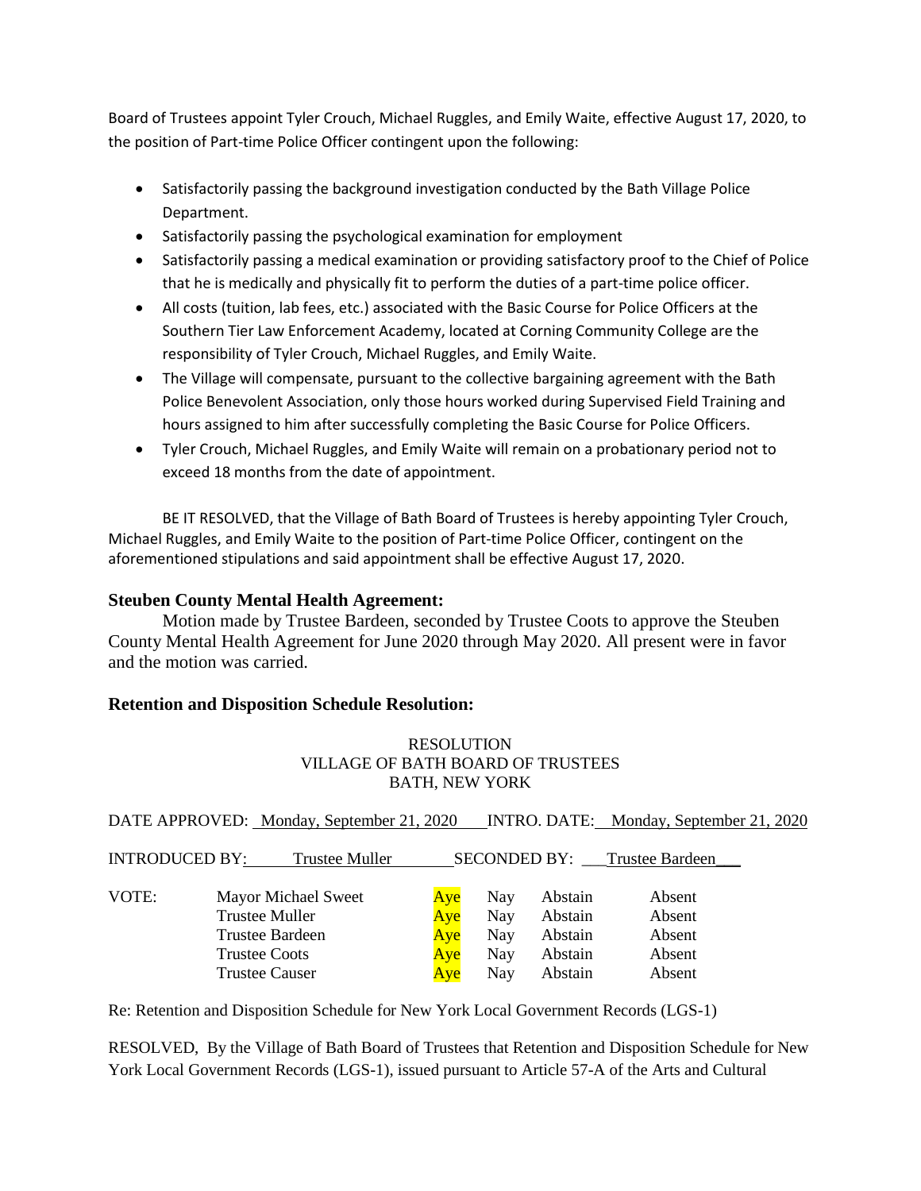Board of Trustees appoint Tyler Crouch, Michael Ruggles, and Emily Waite, effective August 17, 2020, to the position of Part-time Police Officer contingent upon the following:

- Satisfactorily passing the background investigation conducted by the Bath Village Police Department.
- Satisfactorily passing the psychological examination for employment
- Satisfactorily passing a medical examination or providing satisfactory proof to the Chief of Police that he is medically and physically fit to perform the duties of a part-time police officer.
- All costs (tuition, lab fees, etc.) associated with the Basic Course for Police Officers at the Southern Tier Law Enforcement Academy, located at Corning Community College are the responsibility of Tyler Crouch, Michael Ruggles, and Emily Waite.
- The Village will compensate, pursuant to the collective bargaining agreement with the Bath Police Benevolent Association, only those hours worked during Supervised Field Training and hours assigned to him after successfully completing the Basic Course for Police Officers.
- Tyler Crouch, Michael Ruggles, and Emily Waite will remain on a probationary period not to exceed 18 months from the date of appointment.

BE IT RESOLVED, that the Village of Bath Board of Trustees is hereby appointing Tyler Crouch, Michael Ruggles, and Emily Waite to the position of Part-time Police Officer, contingent on the aforementioned stipulations and said appointment shall be effective August 17, 2020.

### Steuben County Mental Health Agreement:

Motion made by Trustee Bardeen, seconded by Trustee Coots to approve the Steuben County Mental Health Agreement for June 2020 through May 2020. All present were in favor and the motion was carried.

### Retention and Disposition Schedule Resolution:

RESOLUTION
VILLAGE OF BATH BOARD OF TRUSTEES
BATH, NEW YORK

DATE APPROVED: Monday, September 21, 2020 INTRO. DATE: Monday, September 21, 2020

INTRODUCED BY: Trustee Muller SECONDED BY: Trustee Bardeen

| VOTE: | | | | |
|---|---|---|---|---|
| Mayor Michael Sweet | **Aye** | Nay | Abstain | Absent |
| Trustee Muller | **Aye** | Nay | Abstain | Absent |
| Trustee Bardeen | **Aye** | Nay | Abstain | Absent |
| Trustee Coots | **Aye** | Nay | Abstain | Absent |
| Trustee Causer | **Aye** | Nay | Abstain | Absent |

Re: Retention and Disposition Schedule for New York Local Government Records (LGS-1)

RESOLVED, By the Village of Bath Board of Trustees that Retention and Disposition Schedule for New York Local Government Records (LGS-1), issued pursuant to Article 57-A of the Arts and Cultural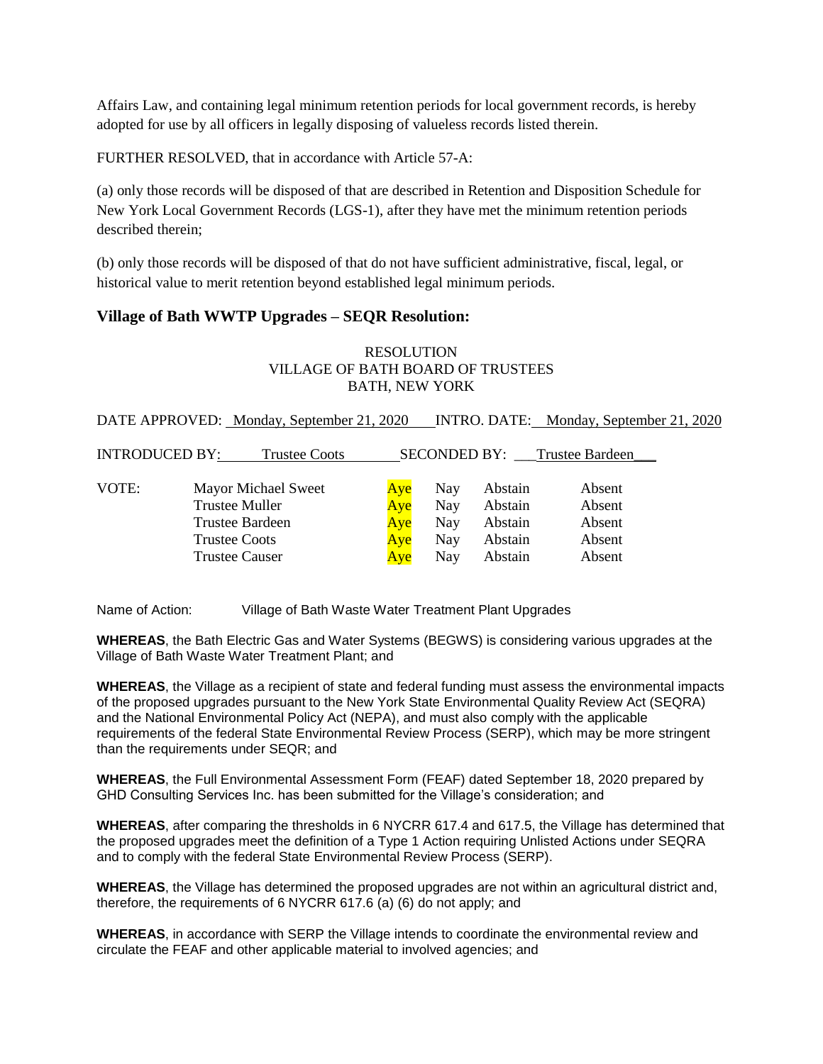Affairs Law, and containing legal minimum retention periods for local government records, is hereby adopted for use by all officers in legally disposing of valueless records listed therein.

FURTHER RESOLVED, that in accordance with Article 57-A:

(a) only those records will be disposed of that are described in Retention and Disposition Schedule for New York Local Government Records (LGS-1), after they have met the minimum retention periods described therein;

(b) only those records will be disposed of that do not have sufficient administrative, fiscal, legal, or historical value to merit retention beyond established legal minimum periods.

### Village of Bath WWTP Upgrades – SEQR Resolution:

RESOLUTION
VILLAGE OF BATH BOARD OF TRUSTEES
BATH, NEW YORK

DATE APPROVED: Monday, September 21, 2020 INTRO. DATE: Monday, September 21, 2020

INTRODUCED BY: Trustee Coots SECONDED BY: Trustee Bardeen

| VOTE: | | | | | |
|---|---|---|---|---|---|
| | Mayor Michael Sweet | Aye | Nay | Abstain | Absent |
| | Trustee Muller | Aye | Nay | Abstain | Absent |
| | Trustee Bardeen | Aye | Nay | Abstain | Absent |
| | Trustee Coots | Aye | Nay | Abstain | Absent |
| | Trustee Causer | Aye | Nay | Abstain | Absent |

Name of Action: Village of Bath Waste Water Treatment Plant Upgrades

**WHEREAS**, the Bath Electric Gas and Water Systems (BEGWS) is considering various upgrades at the Village of Bath Waste Water Treatment Plant; and

**WHEREAS**, the Village as a recipient of state and federal funding must assess the environmental impacts of the proposed upgrades pursuant to the New York State Environmental Quality Review Act (SEQRA) and the National Environmental Policy Act (NEPA), and must also comply with the applicable requirements of the federal State Environmental Review Process (SERP), which may be more stringent than the requirements under SEQR; and

**WHEREAS**, the Full Environmental Assessment Form (FEAF) dated September 18, 2020 prepared by GHD Consulting Services Inc. has been submitted for the Village's consideration; and

**WHEREAS**, after comparing the thresholds in 6 NYCRR 617.4 and 617.5, the Village has determined that the proposed upgrades meet the definition of a Type 1 Action requiring Unlisted Actions under SEQRA and to comply with the federal State Environmental Review Process (SERP).

**WHEREAS**, the Village has determined the proposed upgrades are not within an agricultural district and, therefore, the requirements of 6 NYCRR 617.6 (a) (6) do not apply; and

**WHEREAS**, in accordance with SERP the Village intends to coordinate the environmental review and circulate the FEAF and other applicable material to involved agencies; and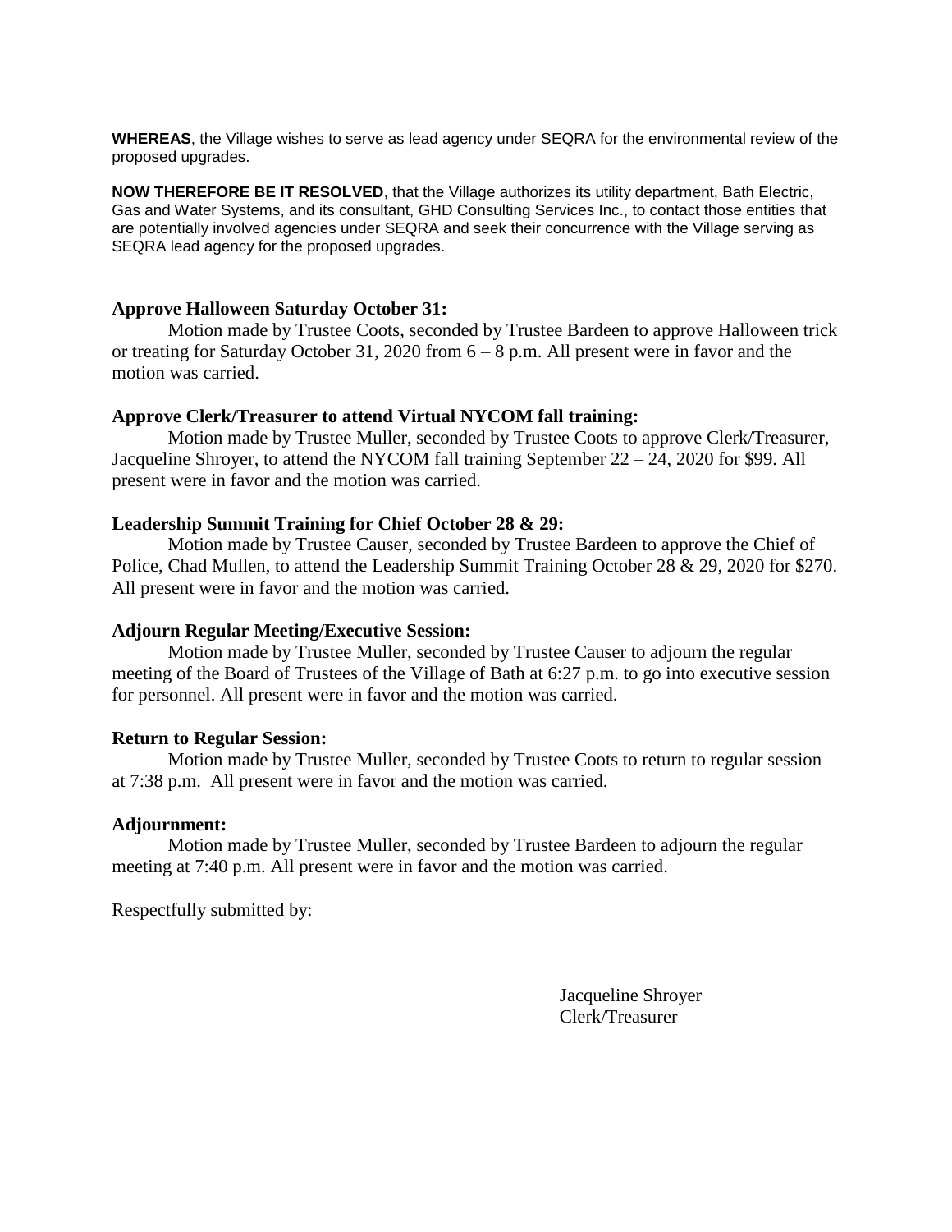**WHEREAS**, the Village wishes to serve as lead agency under SEQRA for the environmental review of the proposed upgrades.

**NOW THEREFORE BE IT RESOLVED**, that the Village authorizes its utility department, Bath Electric, Gas and Water Systems, and its consultant, GHD Consulting Services Inc., to contact those entities that are potentially involved agencies under SEQRA and seek their concurrence with the Village serving as SEQRA lead agency for the proposed upgrades.

**Approve Halloween Saturday October 31:**

Motion made by Trustee Coots, seconded by Trustee Bardeen to approve Halloween trick or treating for Saturday October 31, 2020 from 6 – 8 p.m. All present were in favor and the motion was carried.

**Approve Clerk/Treasurer to attend Virtual NYCOM fall training:**

Motion made by Trustee Muller, seconded by Trustee Coots to approve Clerk/Treasurer, Jacqueline Shroyer, to attend the NYCOM fall training September 22 – 24, 2020 for $99. All present were in favor and the motion was carried.

**Leadership Summit Training for Chief October 28 & 29:**

Motion made by Trustee Causer, seconded by Trustee Bardeen to approve the Chief of Police, Chad Mullen, to attend the Leadership Summit Training October 28 & 29, 2020 for $270. All present were in favor and the motion was carried.

**Adjourn Regular Meeting/Executive Session:**

Motion made by Trustee Muller, seconded by Trustee Causer to adjourn the regular meeting of the Board of Trustees of the Village of Bath at 6:27 p.m. to go into executive session for personnel. All present were in favor and the motion was carried.

**Return to Regular Session:**

Motion made by Trustee Muller, seconded by Trustee Coots to return to regular session at 7:38 p.m. All present were in favor and the motion was carried.

**Adjournment:**

Motion made by Trustee Muller, seconded by Trustee Bardeen to adjourn the regular meeting at 7:40 p.m. All present were in favor and the motion was carried.

Respectfully submitted by:

Jacqueline Shroyer
Clerk/Treasurer